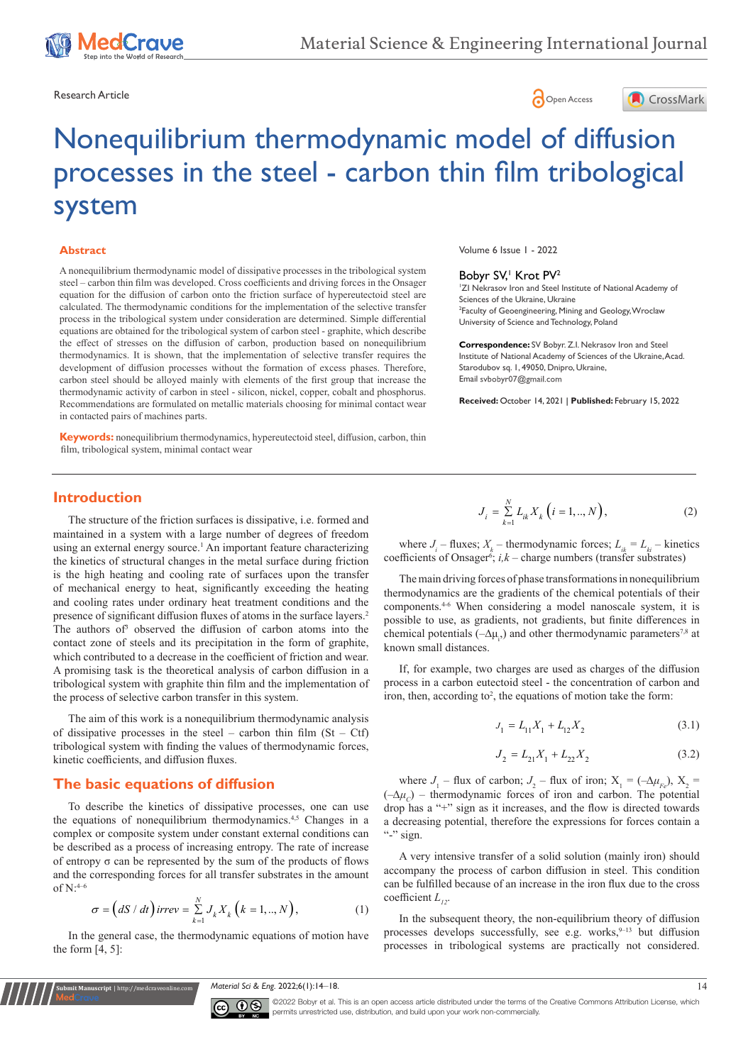Research Article

# Nonequilibrium thermodynamic model of diffusion processes in the steel - carbon thin film tribological system

## Abstract

A nonequilibrium thermodynamic model of dissipative processes in the tribological system steel – carbon thin film was developed. Cross coefficients and driving forces in the Onsager equation for the diffusion of carbon onto the friction surface of hypereutectoid steel are calculated. The thermodynamic conditions for the implementation of the selective transfer process in the tribological system under consideration are determined. Simple differential equations are obtained for the tribological system of carbon steel - graphite, which describe the effect of stresses on the diffusion of carbon, production based on nonequilibrium thermodynamics. It is shown, that the implementation of selective transfer requires the development of diffusion processes without the formation of excess phases. Therefore, carbon steel should be alloyed mainly with elements of the first group that increase the thermodynamic activity of carbon in steel - silicon, nickel, copper, cobalt and phosphorus. Recommendations are formulated on metallic materials choosing for minimal contact wear in contacted pairs of machines parts.

**Keywords:** nonequilibrium thermodynamics, hypereutectoid steel, diffusion, carbon, thin film, tribological system, minimal contact wear

Volume 6 Issue 1 - 2022

Bobyr SV,[1] Krot PV[2]

[1]ZI Nekrasov Iron and Steel Institute of National Academy of Sciences of the Ukraine, Ukraine

[2]Faculty of Geoengineering, Mining and Geology, Wroclaw University of Science and Technology, Poland

**Correspondence:** SV Bobyr. Z.I. Nekrasov Iron and Steel Institute of National Academy of Sciences of the Ukraine, Acad. Starodubov sq. 1, 49050, Dnipro, Ukraine, Email svbobyr07@gmail.com

**Received:** October 14, 2021 | **Published:** February 15, 2022

## Introduction

The structure of the friction surfaces is dissipative, i.e. formed and maintained in a system with a large number of degrees of freedom using an external energy source.[1] An important feature characterizing the kinetics of structural changes in the metal surface during friction is the high heating and cooling rate of surfaces upon the transfer of mechanical energy to heat, significantly exceeding the heating and cooling rates under ordinary heat treatment conditions and the presence of significant diffusion fluxes of atoms in the surface layers.[2] The authors of[3] observed the diffusion of carbon atoms into the contact zone of steels and its precipitation in the form of graphite, which contributed to a decrease in the coefficient of friction and wear. A promising task is the theoretical analysis of carbon diffusion in a tribological system with graphite thin film and the implementation of the process of selective carbon transfer in this system.

The aim of this work is a nonequilibrium thermodynamic analysis of dissipative processes in the steel – carbon thin film (St – Ctf) tribological system with finding the values of thermodynamic forces, kinetic coefficients, and diffusion fluxes.

## The basic equations of diffusion

To describe the kinetics of dissipative processes, one can use the equations of nonequilibrium thermodynamics.[4,5] Changes in a complex or composite system under constant external conditions can be described as a process of increasing entropy. The rate of increase of entropy σ can be represented by the sum of the products of flows and the corresponding forces for all transfer substrates in the amount of N:[4–6]

$$\sigma = \left( dS/dt \right) irrev = \sum_{k=1}^{N} J_k X_k \left( k = 1,..,N \right), \tag{1}$$

In the general case, the thermodynamic equations of motion have the form [4, 5]:

$$J_i = \sum_{k=1}^{N} L_{ik} X_k \left( i = 1,..,N \right), \tag{2}$$

where $J_i$ – fluxes; $X_k$ – thermodynamic forces; $L_{ik} = L_{ki}$ – kinetics coefficients of Onsager[6]; $i,k$ – charge numbers (transfer substrates)

The main driving forces of phase transformations in nonequilibrium thermodynamics are the gradients of the chemical potentials of their components.[4-6] When considering a model nanoscale system, it is possible to use, as gradients, not gradients, but finite differences in chemical potentials ($-\Delta\mu_i$) and other thermodynamic parameters[7,8] at known small distances.

If, for example, two charges are used as charges of the diffusion process in a carbon eutectoid steel - the concentration of carbon and iron, then, according to[2], the equations of motion take the form:

$$J_1 = L_{11} X_1 + L_{12} X_2 \tag{3.1}$$

$$J_2 = L_{21} X_1 + L_{22} X_2 \tag{3.2}$$

where $J_1$ – flux of carbon; $J_2$ – flux of iron; $X_1 = (-\Delta\mu_{Fe})$, $X_2 = (-\Delta\mu_C)$ – thermodynamic forces of iron and carbon. The potential drop has a "+" sign as it increases, and the flow is directed towards a decreasing potential, therefore the expressions for forces contain a "-" sign.

A very intensive transfer of a solid solution (mainly iron) should accompany the process of carbon diffusion in steel. This condition can be fulfilled because of an increase in the iron flux due to the cross coefficient $L_{12}$.

In the subsequent theory, the non-equilibrium theory of diffusion processes develops successfully, see e.g. works,[9–13] but diffusion processes in tribological systems are practically not considered.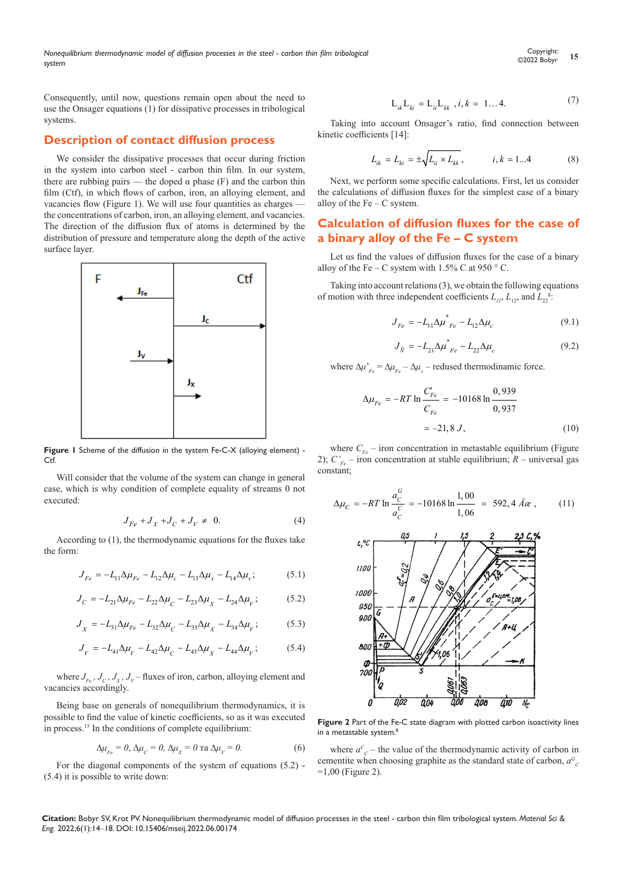Consequently, until now, questions remain open about the need to use the Onsager equations (1) for dissipative processes in tribological systems.

## Description of contact diffusion process

We consider the dissipative processes that occur during friction in the system into carbon steel - carbon thin film. In our system, there are rubbing pairs — the doped α phase (F) and the carbon thin film (Ctf), in which flows of carbon, iron, an alloying element, and vacancies flow (Figure 1). We will use four quantities as charges — the concentrations of carbon, iron, an alloying element, and vacancies. The direction of the diffusion flux of atoms is determined by the distribution of pressure and temperature along the depth of the active surface layer.

F
Ctf
$J_{Fe}$
$J_c$
$J_v$
$J_x$

**Figure 1** Scheme of the diffusion in the system Fe-C-X (alloying element) - Ctf.

Will consider that the volume of the system can change in general case, which is why condition of complete equality of streams 0 not executed:

$$J_{Fe} + J_X + J_C + J_V \neq 0. \quad (4)$$

According to (1), the thermodynamic equations for the fluxes take the form:

$$J_{Fe} = -L_{11}\Delta\mu_{Fe} - L_{12}\Delta\mu_c - L_{13}\Delta\mu_x - L_{14}\Delta\mu_v; \quad (5.1)$$

$$J_C = -L_{21}\Delta\mu_{Fe} - L_{22}\Delta\mu_C - L_{23}\Delta\mu_X - L_{24}\Delta\mu_V; \quad (5.2)$$

$$J_X = -L_{31}\Delta\mu_{Fe} - L_{32}\Delta\mu_C - L_{33}\Delta\mu_X - L_{34}\Delta\mu_V; \quad (5.3)$$

$$J_V = -L_{41}\Delta\mu_V - L_{42}\Delta\mu_C - L_{43}\Delta\mu_X - L_{44}\Delta\mu_V; \quad (5.4)$$

where $J_{Fe}$, $J_C$, $J_X$, $J_V$ – fluxes of iron, carbon, alloying element and vacancies accordingly.

Being base on generals of nonequilibrium thermodynamics, it is possible to find the value of kinetic coefficients, so as it was executed in process.[15] In the conditions of complete equilibrium:

$$\Delta\mu_{Fe} = 0,\ \Delta\mu_C = 0,\ \Delta\mu_X = 0 \text{ та } \Delta\mu_V = 0. \quad (6)$$

For the diagonal components of the system of equations (5.2) - (5.4) it is possible to write down:

$$L_{ik}L_{ki} = L_{ii}L_{kk},\ i,k = 1\ldots4. \quad (7)$$

Taking into account Onsager's ratio, find connection between kinetic coefficients [14]:

$$L_{ik} = L_{ki} = \pm\sqrt{L_{ii} \times L_{kk}}, \qquad i,k = 1\ldots4 \quad (8)$$

Next, we perform some specific calculations. First, let us consider the calculations of diffusion fluxes for the simplest case of a binary alloy of the Fe – C system.

## Calculation of diffusion fluxes for the case of a binary alloy of the Fe – C system

Let us find the values of diffusion fluxes for the case of a binary alloy of the Fe – C system with 1.5% C at 950 ° C.

Taking into account relations (3), we obtain the following equations of motion with three independent coefficients $L_{11}$, $L_{12}$, and $L_{22}$[8]:

$$J_{Fe} = -L_{11}\Delta\mu^*_{Fe} - L_{12}\Delta\mu_c \quad (9.1)$$

$$J_{\tilde{N}} = -L_{21}\Delta\mu^*_{Fe} - L_{22}\Delta\mu_c \quad (9.2)$$

where $\Delta\mu^*_{Fe} = \Delta\mu_{Fe} - \Delta\mu_v$ – redused thermodinamic force.

$$\Delta\mu_{Fe} = -RT\ln\frac{C'_{Fe}}{C_{Fe}} = -10168\ln\frac{0,939}{0,937} = -21,8\ J, \quad (10)$$

where $C_{Fe}$ – iron concentration in metastable equilibrium (Figure 2); $C'_{Fe}$ – iron concentration at stable equilibrium; $R$ – universal gas constant;

$$\Delta\mu_C = -RT\ln\frac{a^G_C}{a^C_C} = -10168\ln\frac{1,00}{1,06} = 592,4\ \ddot{A}\ae, \quad (11)$$

t,°C
0,5 1 1,5 2 2,5 C,%
1100
1000
950
900
800
700
0
0,02 0,04 0,06 0,08 0,10 Nc
$a^r_c=0,2$
0,4
0,6
0,8
1,0
1,2
1,4
1,06
A
G
A+Φ
Φ
P
Q
S
E'
C'
E
K
A+Ц
$a^{Ц}_c=1,06$
0,061
0,063

**Figure 2** Part of the Fe-C state diagram with plotted carbon isoactivity lines in a metastable system.[8]

where $a^C_C$ – the value of the thermodynamic activity of carbon in cementite when choosing graphite as the standard state of carbon, $a^G_C$ =1,00 (Figure 2).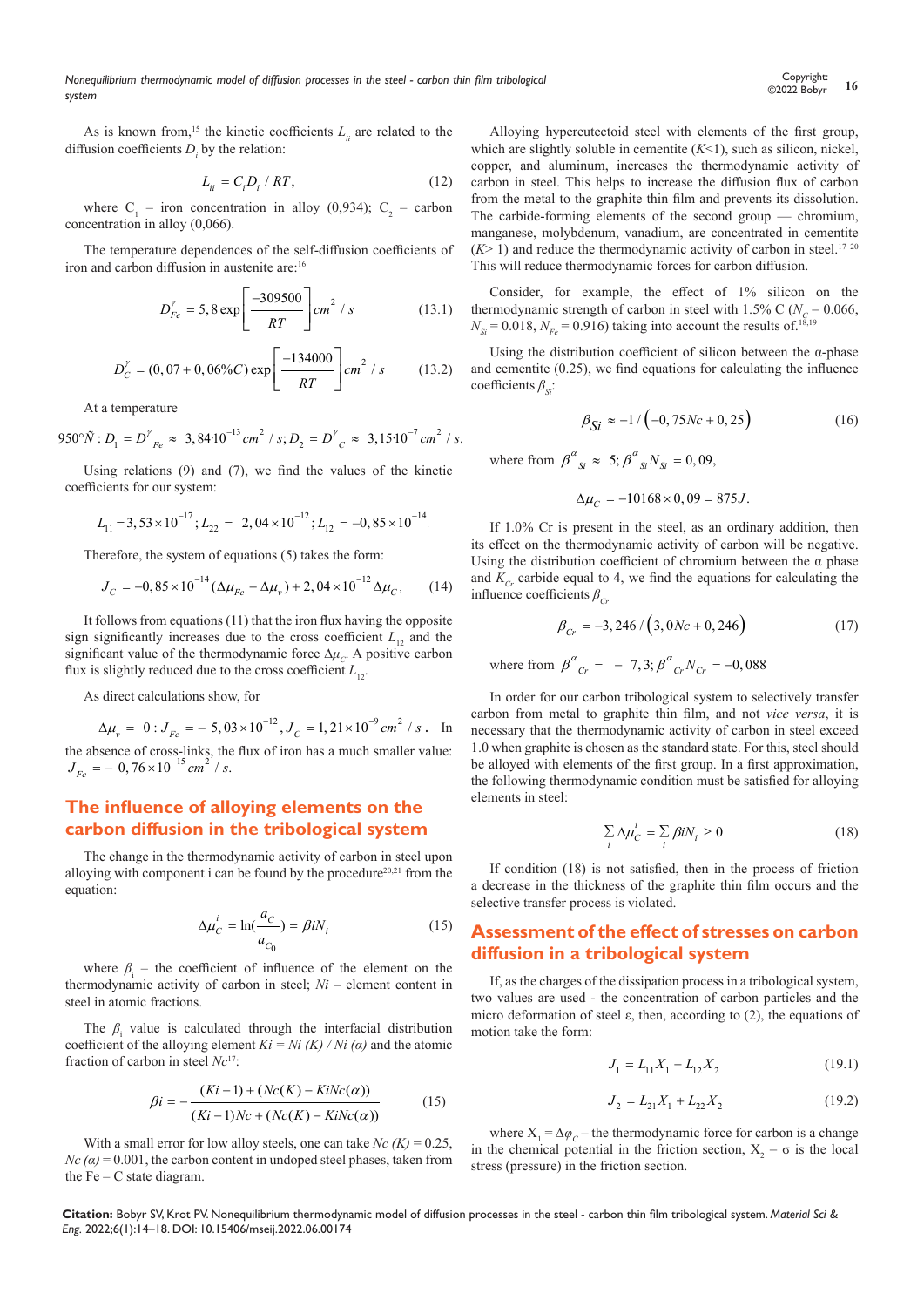As is known from,[15] the kinetic coefficients $L_{ii}$ are related to the diffusion coefficients $D_i$ by the relation:

$$L_{ii} = C_i D_i / RT, \tag{12}$$

where $C_1$ – iron concentration in alloy (0,934); $C_2$ – carbon concentration in alloy (0,066).

The temperature dependences of the self-diffusion coefficients of iron and carbon diffusion in austenite are:[16]

$$D^{\gamma}_{Fe} = 5,8\exp\left[\frac{-309500}{RT}\right] cm^2/s \tag{13.1}$$

$$D^{\gamma}_{C} = (0,07 + 0,06\%C)\exp\left[\frac{-134000}{RT}\right] cm^2/s \tag{13.2}$$

At a temperature

$950°\tilde{N}: D_1 = D^{\gamma}_{Fe} \approx 3,84{\cdot}10^{-13} cm^2/s; D_2 = D^{\gamma}_{C} \approx 3,15{\cdot}10^{-7} cm^2/s.$

Using relations (9) and (7), we find the values of the kinetic coefficients for our system:

$$L_{11} = 3,53\times10^{-17}; L_{22} = 2,04\times10^{-12}; L_{12} = -0,85\times10^{-14}.$$

Therefore, the system of equations (5) takes the form:

$$J_C = -0,85\times10^{-14}(\Delta\mu_{Fe} - \Delta\mu_v) + 2,04\times10^{-12}\Delta\mu_C. \tag{14}$$

It follows from equations (11) that the iron flux having the opposite sign significantly increases due to the cross coefficient $L_{12}$ and the significant value of the thermodynamic force $\Delta\mu_C$. A positive carbon flux is slightly reduced due to the cross coefficient $L_{12}$.

As direct calculations show, for

$\Delta\mu_v = 0: J_{Fe} = -5,03\times10^{-12}, J_C = 1,21\times10^{-9} cm^2/s.$ In the absence of cross-links, the flux of iron has a much smaller value: $J_{Fe} = -0,76\times10^{-15} cm^2/s.$

## The influence of alloying elements on the carbon diffusion in the tribological system

The change in the thermodynamic activity of carbon in steel upon alloying with component i can be found by the procedure[20,21] from the equation:

$$\Delta\mu^i_C = \ln\left(\frac{a_C}{a_{C_0}}\right) = \beta i N_i \tag{15}$$

where $\beta_i$ – the coefficient of influence of the element on the thermodynamic activity of carbon in steel; $Ni$ – element content in steel in atomic fractions.

The $\beta_i$ value is calculated through the interfacial distribution coefficient of the alloying element $Ki = Ni(K)/Ni(\alpha)$ and the atomic fraction of carbon in steel $Nc$[17]:

$$\beta i = -\frac{(Ki-1) + (Nc(K) - KiNc(\alpha))}{(Ki-1)Nc + (Nc(K) - KiNc(\alpha))} \tag{15}$$

With a small error for low alloy steels, one can take $Nc(K) = 0.25$, $Nc(\alpha) = 0.001$, the carbon content in undoped steel phases, taken from the Fe – C state diagram.

Alloying hypereutectoid steel with elements of the first group, which are slightly soluble in cementite ($K$<1), such as silicon, nickel, copper, and aluminum, increases the thermodynamic activity of carbon in steel. This helps to increase the diffusion flux of carbon from the metal to the graphite thin film and prevents its dissolution. The carbide-forming elements of the second group — chromium, manganese, molybdenum, vanadium, are concentrated in cementite ($K$> 1) and reduce the thermodynamic activity of carbon in steel.[17–20] This will reduce thermodynamic forces for carbon diffusion.

Consider, for example, the effect of 1% silicon on the thermodynamic strength of carbon in steel with 1.5% C ($N_C = 0.066$, $N_{Si} = 0.018$, $N_{Fe} = 0.916$) taking into account the results of.[18,19]

Using the distribution coefficient of silicon between the α-phase and cementite (0.25), we find equations for calculating the influence coefficients $\beta_{Si}$:

$$\beta_{Si} \approx -1/\left(-0,75Nc + 0,25\right) \tag{16}$$

where from $\beta^{\alpha}_{Si} \approx 5; \beta^{\alpha}_{Si}N_{Si} = 0,09,$

$$\Delta\mu_C = -10168\times0,09 = 875J.$$

If 1.0% Cr is present in the steel, as an ordinary addition, then its effect on the thermodynamic activity of carbon will be negative. Using the distribution coefficient of chromium between the α phase and $K_{Cr}$ carbide equal to 4, we find the equations for calculating the influence coefficients $\beta_{Cr}$

$$\beta_{Cr} = -3,246/\left(3,0Nc + 0,246\right) \tag{17}$$

where from $\beta^{\alpha}_{Cr} = -7,3; \beta^{\alpha}_{Cr}N_{Cr} = -0,088$

In order for our carbon tribological system to selectively transfer carbon from metal to graphite thin film, and not *vice versa*, it is necessary that the thermodynamic activity of carbon in steel exceed 1.0 when graphite is chosen as the standard state. For this, steel should be alloyed with elements of the first group. In a first approximation, the following thermodynamic condition must be satisfied for alloying elements in steel:

$$\sum_i \Delta\mu^i_C = \sum_i \beta i N_i \geq 0 \tag{18}$$

If condition (18) is not satisfied, then in the process of friction a decrease in the thickness of the graphite thin film occurs and the selective transfer process is violated.

## Assessment of the effect of stresses on carbon diffusion in a tribological system

If, as the charges of the dissipation process in a tribological system, two values are used - the concentration of carbon particles and the micro deformation of steel ε, then, according to (2), the equations of motion take the form:

$$J_1 = L_{11}X_1 + L_{12}X_2 \tag{19.1}$$

$$J_2 = L_{21}X_1 + L_{22}X_2 \tag{19.2}$$

where $X_1 = \Delta\varphi_C$ – the thermodynamic force for carbon is a change in the chemical potential in the friction section, $X_2 = \sigma$ is the local stress (pressure) in the friction section.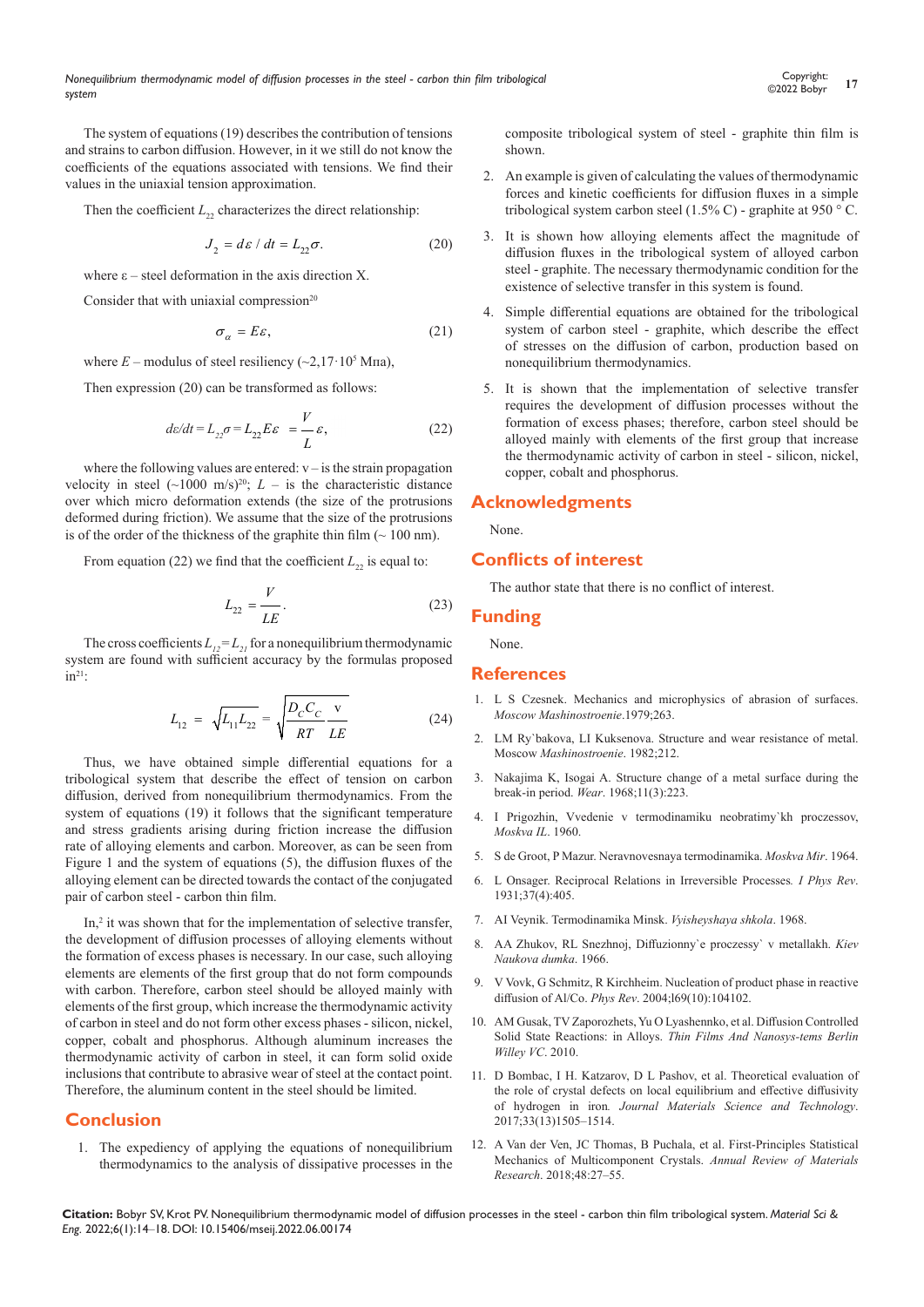The system of equations (19) describes the contribution of tensions and strains to carbon diffusion. However, in it we still do not know the coefficients of the equations associated with tensions. We find their values in the uniaxial tension approximation.

Then the coefficient $L_{22}$ characterizes the direct relationship:

$$J_2 = d\varepsilon / dt = L_{22}\sigma. \quad (20)$$

where ε – steel deformation in the axis direction X.

Consider that with uniaxial compression[20]

$$\sigma_\alpha = E\varepsilon, \quad (21)$$

where $E$ – modulus of steel resiliency (~2,17·10$^5$ Mпа),

Then expression (20) can be transformed as follows:

$$d\varepsilon/dt = L_{22}\sigma = L_{22}E\varepsilon \;= \frac{V}{L}\varepsilon, \quad (22)$$

where the following values are entered: v – is the strain propagation velocity in steel (~1000 m/s)[20]; $L$ – is the characteristic distance over which micro deformation extends (the size of the protrusions deformed during friction). We assume that the size of the protrusions is of the order of the thickness of the graphite thin film (~ 100 nm).

From equation (22) we find that the coefficient $L_{22}$ is equal to:

$$L_{22} = \frac{V}{LE}. \quad (23)$$

The cross coefficients $L_{12} = L_{21}$ for a nonequilibrium thermodynamic system are found with sufficient accuracy by the formulas proposed in[21]:

$$L_{12} = \sqrt{L_{11}L_{22}} = \sqrt{\frac{D_C C_C}{RT}\frac{\text{v}}{LE}} \quad (24)$$

Thus, we have obtained simple differential equations for a tribological system that describe the effect of tension on carbon diffusion, derived from nonequilibrium thermodynamics. From the system of equations (19) it follows that the significant temperature and stress gradients arising during friction increase the diffusion rate of alloying elements and carbon. Moreover, as can be seen from Figure 1 and the system of equations (5), the diffusion fluxes of the alloying element can be directed towards the contact of the conjugated pair of carbon steel - carbon thin film.

In,[2] it was shown that for the implementation of selective transfer, the development of diffusion processes of alloying elements without the formation of excess phases is necessary. In our case, such alloying elements are elements of the first group that do not form compounds with carbon. Therefore, carbon steel should be alloyed mainly with elements of the first group, which increase the thermodynamic activity of carbon in steel and do not form other excess phases - silicon, nickel, copper, cobalt and phosphorus. Although aluminum increases the thermodynamic activity of carbon in steel, it can form solid oxide inclusions that contribute to abrasive wear of steel at the contact point. Therefore, the aluminum content in the steel should be limited.

## Conclusion

1. The expediency of applying the equations of nonequilibrium thermodynamics to the analysis of dissipative processes in the composite tribological system of steel - graphite thin film is shown.
2. An example is given of calculating the values of thermodynamic forces and kinetic coefficients for diffusion fluxes in a simple tribological system carbon steel (1.5% C) - graphite at 950 ° C.
3. It is shown how alloying elements affect the magnitude of diffusion fluxes in the tribological system of alloyed carbon steel - graphite. The necessary thermodynamic condition for the existence of selective transfer in this system is found.
4. Simple differential equations are obtained for the tribological system of carbon steel - graphite, which describe the effect of stresses on the diffusion of carbon, production based on nonequilibrium thermodynamics.
5. It is shown that the implementation of selective transfer requires the development of diffusion processes without the formation of excess phases; therefore, carbon steel should be alloyed mainly with elements of the first group that increase the thermodynamic activity of carbon in steel - silicon, nickel, copper, cobalt and phosphorus.

## Acknowledgments

None.

## Conflicts of interest

The author state that there is no conflict of interest.

## Funding

None.

## References

1. L S Czesnek. Mechanics and microphysics of abrasion of surfaces. *Moscow Mashinostroenie*.1979;263.
2. LM Ry`bakova, LI Kuksenova. Structure and wear resistance of metal. Moscow *Mashinostroenie*. 1982;212.
3. Nakajima K, Isogai A. Structure change of a metal surface during the break-in period. *Wear*. 1968;11(3):223.
4. I Prigozhin, Vvedenie v termodinamiku neobratimy`kh proczessov, *Moskva IL*. 1960.
5. S de Groot, P Mazur. Neravnovesnaya termodinamika. *Moskva Mir*. 1964.
6. L Onsager. Reciprocal Relations in Irreversible Processes*. I Phys Rev*. 1931;37(4):405.
7. AI Veynik. Termodinamika Minsk. *Vyisheyshaya shkola*. 1968.
8. AA Zhukov, RL Snezhnoj, Diffuzionny`e proczessy` v metallakh. *Kiev Naukova dumka*. 1966.
9. V Vovk, G Schmitz, R Kirchheim. Nucleation of product phase in reactive diffusion of Al/Co. *Phys Rev*. 2004;l69(10):104102.
10. AM Gusak, TV Zaporozhets, Yu O Lyashenko, et al. Diffusion Controlled Solid State Reactions: in Alloys. *Thin Films And Nanosys-tems Berlin Willey VC*. 2010.
11. D Bombac, I H. Katzarov, D L Pashov, et al. Theoretical evaluation of the role of crystal defects on local equilibrium and effective diffusivity of hydrogen in iron*. Journal Materials Science and Technology*. 2017;33(13)1505–1514.
12. A Van der Ven, JC Thomas, B Puchala, et al. First-Principles Statistical Mechanics of Multicomponent Crystals. *Annual Review of Materials Research*. 2018;48:27–55.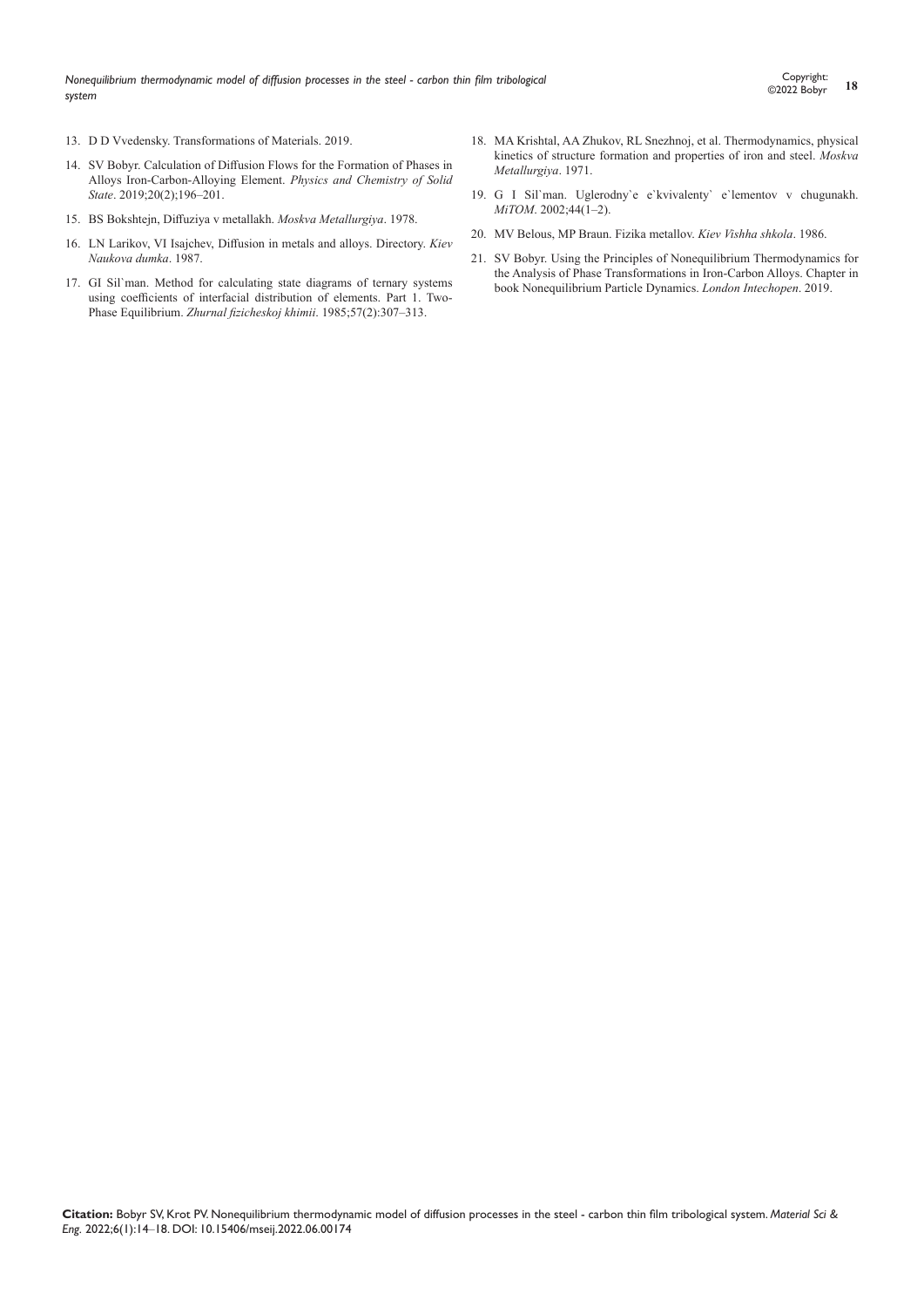13. D D Vvedensky. Transformations of Materials. 2019.
14. SV Bobyr. Calculation of Diffusion Flows for the Formation of Phases in Alloys Iron-Carbon-Alloying Element. *Physics and Chemistry of Solid State*. 2019;20(2);196–201.
15. BS Bokshtejn, Diffuziya v metallakh. *Moskva Metallurgiya*. 1978.
16. LN Larikov, VI Isajchev, Diffusion in metals and alloys. Directory. *Kiev Naukova dumka*. 1987.
17. GI Sil`man. Method for calculating state diagrams of ternary systems using coefficients of interfacial distribution of elements. Part 1. Two-Phase Equilibrium. *Zhurnal fizicheskoj khimii*. 1985;57(2):307–313.
18. MA Krishtal, AA Zhukov, RL Snezhnoj, et al. Thermodynamics, physical kinetics of structure formation and properties of iron and steel. *Moskva Metallurgiya*. 1971.
19. G I Sil`man. Uglerodny`e e`kvivalenty` e`lementov v chugunakh. *MiTOM*. 2002;44(1–2).
20. MV Belous, MP Braun. Fizika metallov. *Kiev Vishha shkola*. 1986.
21. SV Bobyr. Using the Principles of Nonequilibrium Thermodynamics for the Analysis of Phase Transformations in Iron-Carbon Alloys. Chapter in book Nonequilibrium Particle Dynamics. *London Intechopen*. 2019.